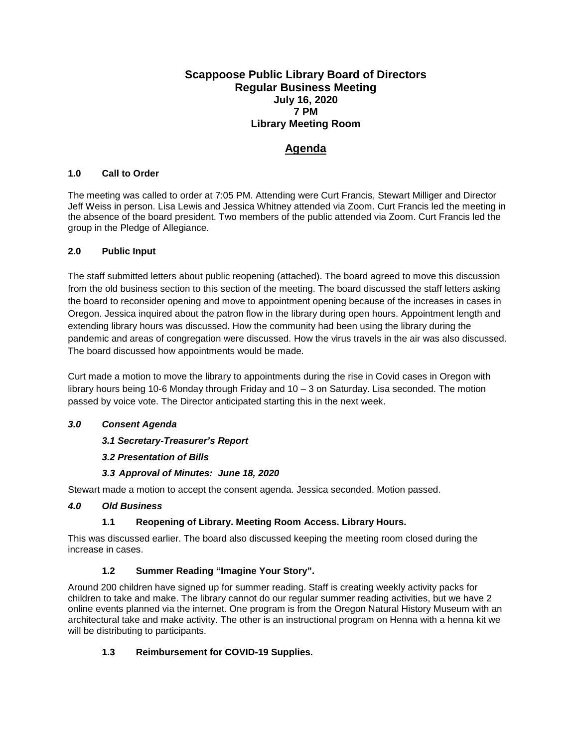# Scappoose Public Library Board of Directors
## Regular Business Meeting
### July 16, 2020
### 7 PM
### Library Meeting Room

## Agenda

### 1.0 Call to Order

The meeting was called to order at 7:05 PM. Attending were Curt Francis, Stewart Milliger and Director Jeff Weiss in person. Lisa Lewis and Jessica Whitney attended via Zoom. Curt Francis led the meeting in the absence of the board president. Two members of the public attended via Zoom. Curt Francis led the group in the Pledge of Allegiance.

### 2.0 Public Input

The staff submitted letters about public reopening (attached). The board agreed to move this discussion from the old business section to this section of the meeting. The board discussed the staff letters asking the board to reconsider opening and move to appointment opening because of the increases in cases in Oregon. Jessica inquired about the patron flow in the library during open hours. Appointment length and extending library hours was discussed. How the community had been using the library during the pandemic and areas of congregation were discussed. How the virus travels in the air was also discussed. The board discussed how appointments would be made.

Curt made a motion to move the library to appointments during the rise in Covid cases in Oregon with library hours being 10-6 Monday through Friday and 10 – 3 on Saturday. Lisa seconded. The motion passed by voice vote. The Director anticipated starting this in the next week.

### *3.0 Consent Agenda*

***3.1 Secretary-Treasurer's Report***

***3.2 Presentation of Bills***

***3.3 Approval of Minutes: June 18, 2020***

Stewart made a motion to accept the consent agenda. Jessica seconded. Motion passed.

### *4.0 Old Business*

#### 1.1 Reopening of Library. Meeting Room Access. Library Hours.

This was discussed earlier. The board also discussed keeping the meeting room closed during the increase in cases.

#### 1.2 Summer Reading "Imagine Your Story".

Around 200 children have signed up for summer reading. Staff is creating weekly activity packs for children to take and make. The library cannot do our regular summer reading activities, but we have 2 online events planned via the internet. One program is from the Oregon Natural History Museum with an architectural take and make activity. The other is an instructional program on Henna with a henna kit we will be distributing to participants.

#### 1.3 Reimbursement for COVID-19 Supplies.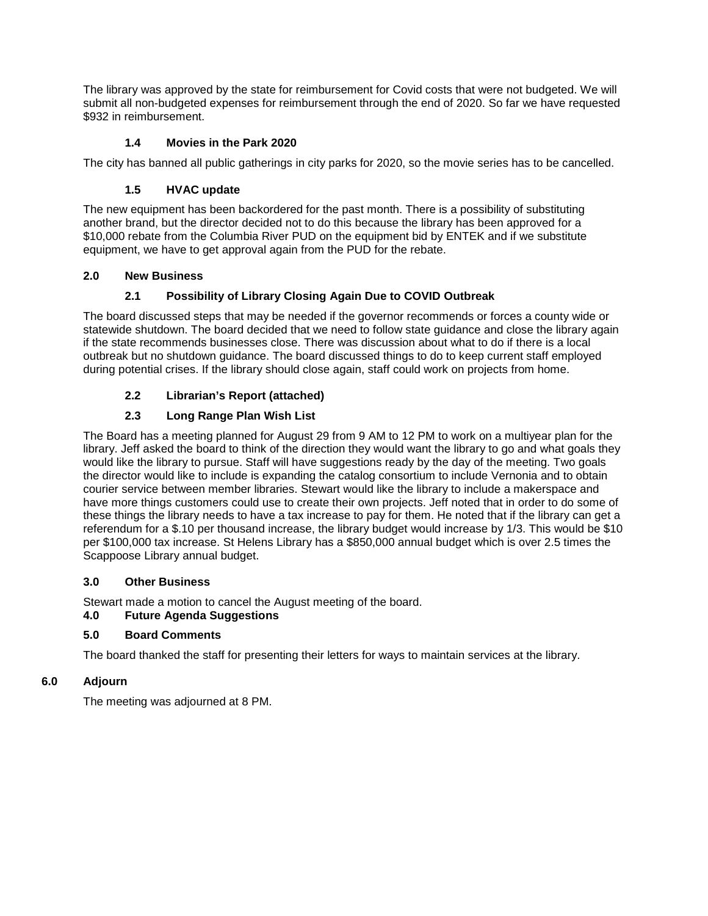The library was approved by the state for reimbursement for Covid costs that were not budgeted. We will submit all non-budgeted expenses for reimbursement through the end of 2020. So far we have requested $932 in reimbursement.

### 1.4 Movies in the Park 2020

The city has banned all public gatherings in city parks for 2020, so the movie series has to be cancelled.

### 1.5 HVAC update

The new equipment has been backordered for the past month. There is a possibility of substituting another brand, but the director decided not to do this because the library has been approved for a $10,000 rebate from the Columbia River PUD on the equipment bid by ENTEK and if we substitute equipment, we have to get approval again from the PUD for the rebate.

## 2.0 New Business

### 2.1 Possibility of Library Closing Again Due to COVID Outbreak

The board discussed steps that may be needed if the governor recommends or forces a county wide or statewide shutdown. The board decided that we need to follow state guidance and close the library again if the state recommends businesses close. There was discussion about what to do if there is a local outbreak but no shutdown guidance. The board discussed things to do to keep current staff employed during potential crises. If the library should close again, staff could work on projects from home.

### 2.2 Librarian's Report (attached)

### 2.3 Long Range Plan Wish List

The Board has a meeting planned for August 29 from 9 AM to 12 PM to work on a multiyear plan for the library. Jeff asked the board to think of the direction they would want the library to go and what goals they would like the library to pursue. Staff will have suggestions ready by the day of the meeting. Two goals the director would like to include is expanding the catalog consortium to include Vernonia and to obtain courier service between member libraries. Stewart would like the library to include a makerspace and have more things customers could use to create their own projects. Jeff noted that in order to do some of these things the library needs to have a tax increase to pay for them. He noted that if the library can get a referendum for a $.10 per thousand increase, the library budget would increase by 1/3. This would be $10 per $100,000 tax increase. St Helens Library has a $850,000 annual budget which is over 2.5 times the Scappoose Library annual budget.

## 3.0 Other Business

Stewart made a motion to cancel the August meeting of the board.

## 4.0 Future Agenda Suggestions

## 5.0 Board Comments

The board thanked the staff for presenting their letters for ways to maintain services at the library.

## 6.0 Adjourn

The meeting was adjourned at 8 PM.